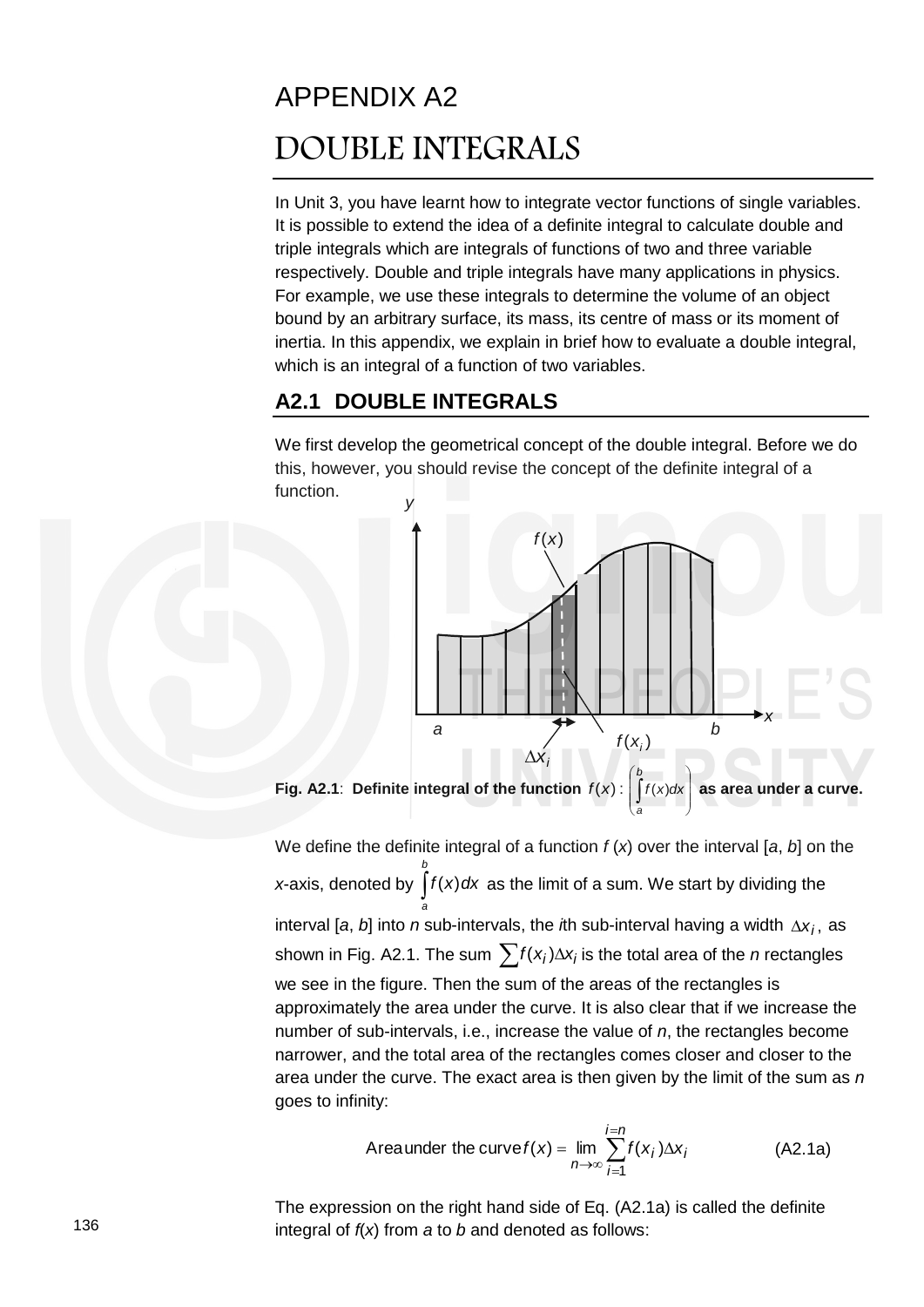# APPENDIX A2

# DOUBLE INTEGRALS

In Unit 3, you have learnt how to integrate vector functions of single variables. It is possible to extend the idea of a definite integral to calculate double and triple integrals which are integrals of functions of two and three variable respectively. Double and triple integrals have many applications in physics. For example, we use these integrals to determine the volume of an object bound by an arbitrary surface, its mass, its centre of mass or its moment of inertia. In this appendix, we explain in brief how to evaluate a double integral, which is an integral of a function of two variables.

## A2.1 DOUBLE INTEGRALS

We first develop the geometrical concept of the double integral. Before we do this, however, you should revise the concept of the definite integral of a function.

**Fig. A2.1**: **Definite integral of the function** $f(x)$ : $\left(\int_a^b f(x)dx\right)$ **as area under a curve.**

We define the definite integral of a function $f(x)$ over the interval [$a$, $b$] on the $x$-axis, denoted by $\int_a^b f(x)dx$ as the limit of a sum. We start by dividing the interval [$a$, $b$] into $n$ sub-intervals, the $i$th sub-interval having a width $\Delta x_i$, as shown in Fig. A2.1. The sum $\sum f(x_i)\Delta x_i$ is the total area of the $n$ rectangles we see in the figure. Then the sum of the areas of the rectangles is approximately the area under the curve. It is also clear that if we increase the number of sub-intervals, i.e., increase the value of $n$, the rectangles become narrower, and the total area of the rectangles comes closer and closer to the area under the curve. The exact area is then given by the limit of the sum as $n$ goes to infinity:

$$\text{Area under the curve } f(x) = \lim_{n\to\infty}\sum_{i=1}^{i=n} f(x_i)\Delta x_i \qquad \text{(A2.1a)}$$

The expression on the right hand side of Eq. (A2.1a) is called the definite integral of $f(x)$ from $a$ to $b$ and denoted as follows: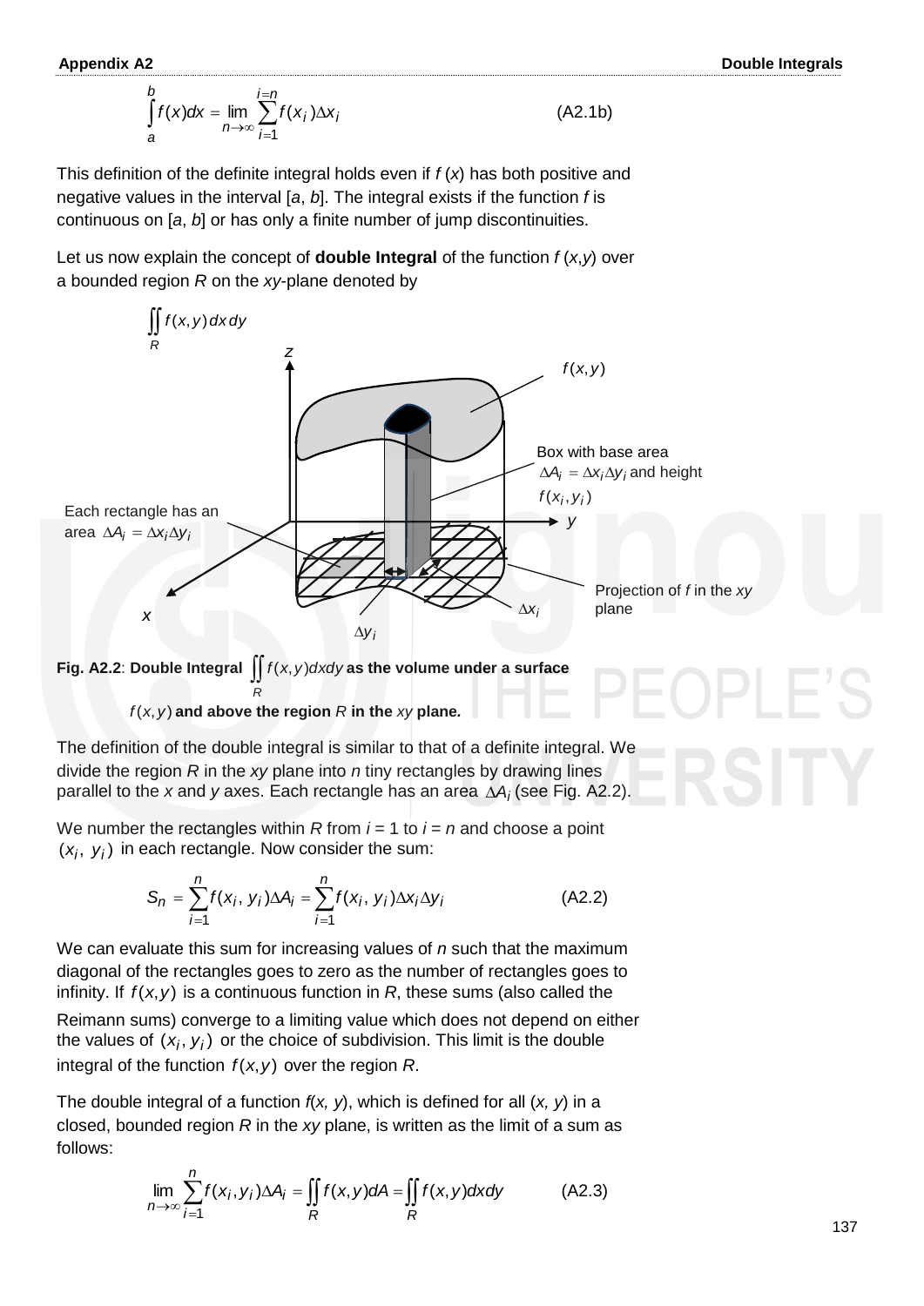$$\int_a^b f(x)dx = \lim_{n\to\infty} \sum_{i=1}^{i=n} f(x_i)\Delta x_i \qquad \text{(A2.1b)}$$

This definition of the definite integral holds even if *f* (*x*) has both positive and negative values in the interval [*a*, *b*]. The integral exists if the function *f* is continuous on [*a*, *b*] or has only a finite number of jump discontinuities.

Let us now explain the concept of **double Integral** of the function *f* (*x*,*y*) over a bounded region *R* on the *xy*-plane denoted by

$$\iint_R f(x,y)\,dx\,dy$$

**Fig. A2.2**: **Double Integral** $\iint_R f(x,y)dxdy$ **as the volume under a surface** $f(x,y)$ **and above the region** *R* **in the** *xy* **plane.**

The definition of the double integral is similar to that of a definite integral. We divide the region *R* in the *xy* plane into *n* tiny rectangles by drawing lines parallel to the *x* and *y* axes. Each rectangle has an area $\Delta A_i$ (see Fig. A2.2).

We number the rectangles within *R* from *i* = 1 to *i* = *n* and choose a point $(x_i,\ y_i)$ in each rectangle. Now consider the sum:

$$S_n = \sum_{i=1}^{n} f(x_i,\ y_i)\Delta A_i = \sum_{i=1}^{n} f(x_i,\ y_i)\Delta x_i \Delta y_i \qquad \text{(A2.2)}$$

We can evaluate this sum for increasing values of *n* such that the maximum diagonal of the rectangles goes to zero as the number of rectangles goes to infinity. If $f(x,y)$ is a continuous function in *R*, these sums (also called the Reimann sums) converge to a limiting value which does not depend on either the values of $(x_i, y_i)$ or the choice of subdivision. This limit is the double integral of the function $f(x,y)$ over the region *R*.

The double integral of a function *f*(*x, y*), which is defined for all (*x, y*) in a closed, bounded region *R* in the *xy* plane, is written as the limit of a sum as follows:

$$\lim_{n\to\infty} \sum_{i=1}^{n} f(x_i, y_i)\Delta A_i = \iint_R f(x,y)dA = \iint_R f(x,y)dxdy \qquad \text{(A2.3)}$$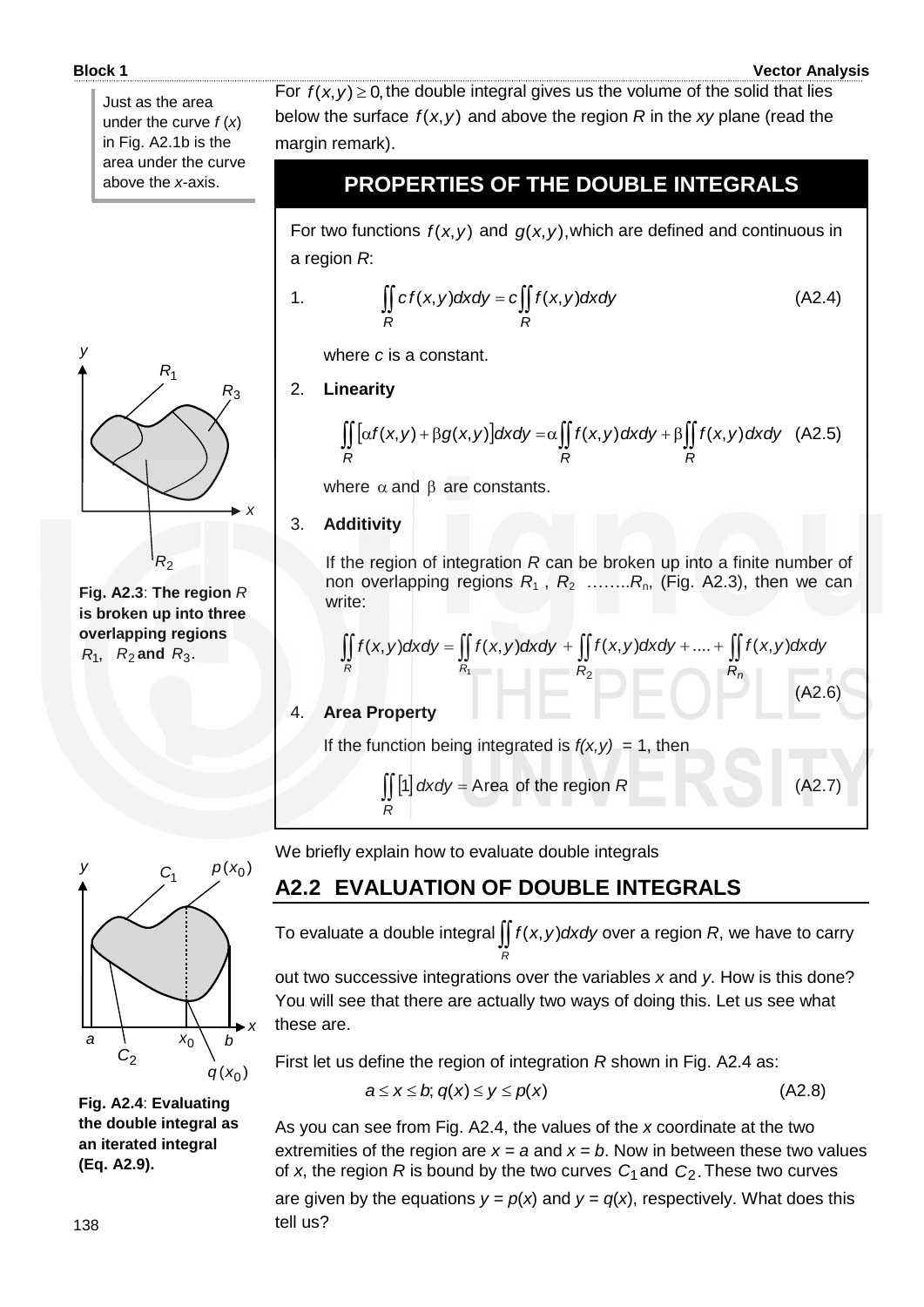Just as the area under the curve $f(x)$ in Fig. A2.1b is the area under the curve above the $x$-axis.

For $f(x,y) \geq 0,$ the double integral gives us the volume of the solid that lies below the surface $f(x,y)$ and above the region $R$ in the $xy$ plane (read the margin remark).

## PROPERTIES OF THE DOUBLE INTEGRALS

For two functions $f(x,y)$ and $g(x,y)$, which are defined and continuous in a region $R$:

1. $$\iint_R c\, f(x,y)dxdy = c\iint_R f(x,y)dxdy \tag{A2.4}$$

   where $c$ is a constant.

2. **Linearity**

   $$\iint_R [\alpha f(x,y) + \beta g(x,y)]dxdy = \alpha\iint_R f(x,y)dxdy + \beta\iint_R f(x,y)dxdy \tag{A2.5}$$

   where $\alpha$ and $\beta$ are constants.

3. **Additivity**

   If the region of integration $R$ can be broken up into a finite number of non overlapping regions $R_1$, $R_2$ ……..$R_n$, (Fig. A2.3), then we can write:

   $$\iint_R f(x,y)dxdy = \iint_{R_1} f(x,y)dxdy + \iint_{R_2} f(x,y)dxdy + .... + \iint_{R_n} f(x,y)dxdy \tag{A2.6}$$

4. **Area Property**

   If the function being integrated is $f(x,y) = 1$, then

   $$\iint_R [1]\, dxdy = \text{Area of the region } R \tag{A2.7}$$

**Fig. A2.3**: **The region $R$ is broken up into three overlapping regions $R_1$, $R_2$ and $R_3$.**

We briefly explain how to evaluate double integrals

## A2.2 EVALUATION OF DOUBLE INTEGRALS

To evaluate a double integral $\iint_R f(x,y)dxdy$ over a region $R$, we have to carry out two successive integrations over the variables $x$ and $y$. How is this done? You will see that there are actually two ways of doing this. Let us see what these are.

First let us define the region of integration $R$ shown in Fig. A2.4 as:

$$a \leq x \leq b;\ q(x) \leq y \leq p(x) \tag{A2.8}$$

As you can see from Fig. A2.4, the values of the $x$ coordinate at the two extremities of the region are $x = a$ and $x = b$. Now in between these two values of $x$, the region $R$ is bound by the two curves $C_1$ and $C_2$. These two curves are given by the equations $y = p(x)$ and $y = q(x)$, respectively. What does this tell us?

**Fig. A2.4**: **Evaluating the double integral as an iterated integral (Eq. A2.9).**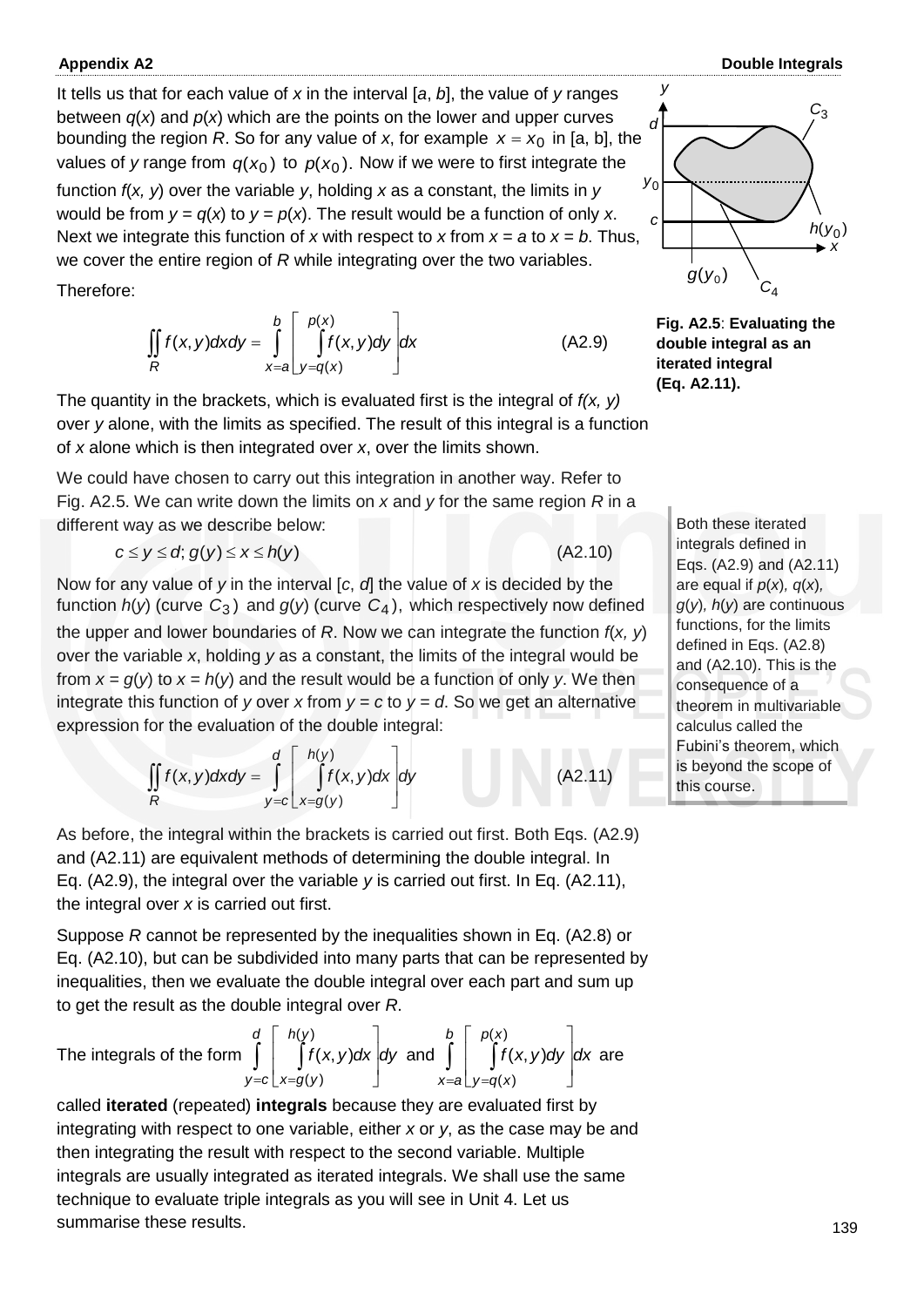It tells us that for each value of $x$ in the interval $[a, b]$, the value of $y$ ranges between $q(x)$ and $p(x)$ which are the points on the lower and upper curves bounding the region $R$. So for any value of $x$, for example $x = x_0$ in [a, b], the values of $y$ range from $q(x_0)$ to $p(x_0)$. Now if we were to first integrate the function $f(x, y)$ over the variable $y$, holding $x$ as a constant, the limits in $y$ would be from $y = q(x)$ to $y = p(x)$. The result would be a function of only $x$. Next we integrate this function of $x$ with respect to $x$ from $x = a$ to $x = b$. Thus, we cover the entire region of $R$ while integrating over the two variables.

Therefore:

$$\iint_R f(x,y)dxdy = \int_{x=a}^{b} \left[ \int_{y=q(x)}^{p(x)} f(x,y)dy \right] dx \qquad \text{(A2.9)}$$

The quantity in the brackets, which is evaluated first is the integral of $f(x, y)$ over $y$ alone, with the limits as specified. The result of this integral is a function of $x$ alone which is then integrated over $x$, over the limits shown.

**Fig. A2.5**: **Evaluating the double integral as an iterated integral (Eq. A2.11).**

We could have chosen to carry out this integration in another way. Refer to Fig. A2.5. We can write down the limits on $x$ and $y$ for the same region $R$ in a different way as we describe below:

$$c \le y \le d;\, g(y) \le x \le h(y) \qquad \text{(A2.10)}$$

Now for any value of $y$ in the interval $[c, d]$ the value of $x$ is decided by the function $h(y)$ (curve $C_3$) and $g(y)$ (curve $C_4$), which respectively now defined the upper and lower boundaries of $R$. Now we can integrate the function $f(x, y)$ over the variable $x$, holding $y$ as a constant, the limits of the integral would be from $x = g(y)$ to $x = h(y)$ and the result would be a function of only $y$. We then integrate this function of $y$ over $x$ from $y = c$ to $y = d$. So we get an alternative expression for the evaluation of the double integral:

$$\iint_R f(x,y)dxdy = \int_{y=c}^{d} \left[ \int_{x=g(y)}^{h(y)} f(x,y)dx \right] dy \qquad \text{(A2.11)}$$

Both these iterated integrals defined in Eqs. (A2.9) and (A2.11) are equal if $p(x)$, $q(x)$, $g(y)$, $h(y)$ are continuous functions, for the limits defined in Eqs. (A2.8) and (A2.10). This is the consequence of a theorem in multivariable calculus called the Fubini's theorem, which is beyond the scope of this course.

As before, the integral within the brackets is carried out first. Both Eqs. (A2.9) and (A2.11) are equivalent methods of determining the double integral. In Eq. (A2.9), the integral over the variable $y$ is carried out first. In Eq. (A2.11), the integral over $x$ is carried out first.

Suppose $R$ cannot be represented by the inequalities shown in Eq. (A2.8) or Eq. (A2.10), but can be subdivided into many parts that can be represented by inequalities, then we evaluate the double integral over each part and sum up to get the result as the double integral over $R$.

The integrals of the form $\int_{y=c}^{d} \left[ \int_{x=g(y)}^{h(y)} f(x,y)dx \right] dy$ and $\int_{x=a}^{b} \left[ \int_{y=q(x)}^{p(x)} f(x,y)dy \right] dx$ are called **iterated** (repeated) **integrals** because they are evaluated first by integrating with respect to one variable, either $x$ or $y$, as the case may be and then integrating the result with respect to the second variable. Multiple integrals are usually integrated as iterated integrals. We shall use the same technique to evaluate triple integrals as you will see in Unit 4. Let us summarise these results.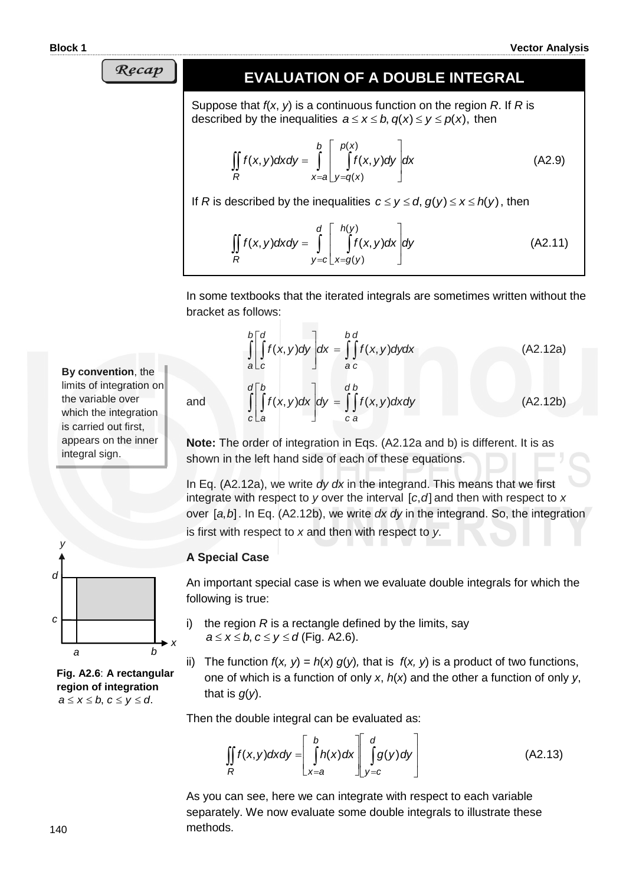**Recap**

## EVALUATION OF A DOUBLE INTEGRAL

Suppose that $f(x, y)$ is a continuous function on the region $R$. If $R$ is described by the inequalities $a \le x \le b, q(x) \le y \le p(x)$, then

$$\iint_R f(x,y)dxdy = \int_{x=a}^{b} \left[ \int_{y=q(x)}^{p(x)} f(x,y)dy \right] dx \tag{A2.9}$$

If $R$ is described by the inequalities $c \le y \le d, g(y) \le x \le h(y)$, then

$$\iint_R f(x,y)dxdy = \int_{y=c}^{d} \left[ \int_{x=g(y)}^{h(y)} f(x,y)dx \right] dy \tag{A2.11}$$

In some textbooks that the iterated integrals are sometimes written without the bracket as follows:

$$\int_a^b \left[ \int_c^d f(x,y)dy \right] dx = \int_a^b \int_c^d f(x,y)dydx \tag{A2.12a}$$

and

$$\int_c^d \left[ \int_a^b f(x,y)dx \right] dy = \int_c^d \int_a^b f(x,y)dxdy \tag{A2.12b}$$

**By convention**, the limits of integration on the variable over which the integration is carried out first, appears on the inner integral sign.

**Note:** The order of integration in Eqs. (A2.12a and b) is different. It is as shown in the left hand side of each of these equations.

In Eq. (A2.12a), we write *dy dx* in the integrand. This means that we first integrate with respect to $y$ over the interval $[c,d]$ and then with respect to $x$ over $[a,b]$. In Eq. (A2.12b), we write *dx dy* in the integrand. So, the integration is first with respect to $x$ and then with respect to $y$.

**A Special Case**

An important special case is when we evaluate double integrals for which the following is true:

i) the region $R$ is a rectangle defined by the limits, say $a \le x \le b, c \le y \le d$ (Fig. A2.6).

ii) The function $f(x, y) = h(x)\, g(y)$, that is $f(x, y)$ is a product of two functions, one of which is a function of only $x$, $h(x)$ and the other a function of only $y$, that is $g(y)$.

**Fig. A2.6**: **A rectangular region of integration** $a \le x \le b, c \le y \le d$.

Then the double integral can be evaluated as:

$$\iint_R f(x,y)dxdy = \left[ \int_{x=a}^{b} h(x)dx \right] \left[ \int_{y=c}^{d} g(y)dy \right] \tag{A2.13}$$

As you can see, here we can integrate with respect to each variable separately. We now evaluate some double integrals to illustrate these methods.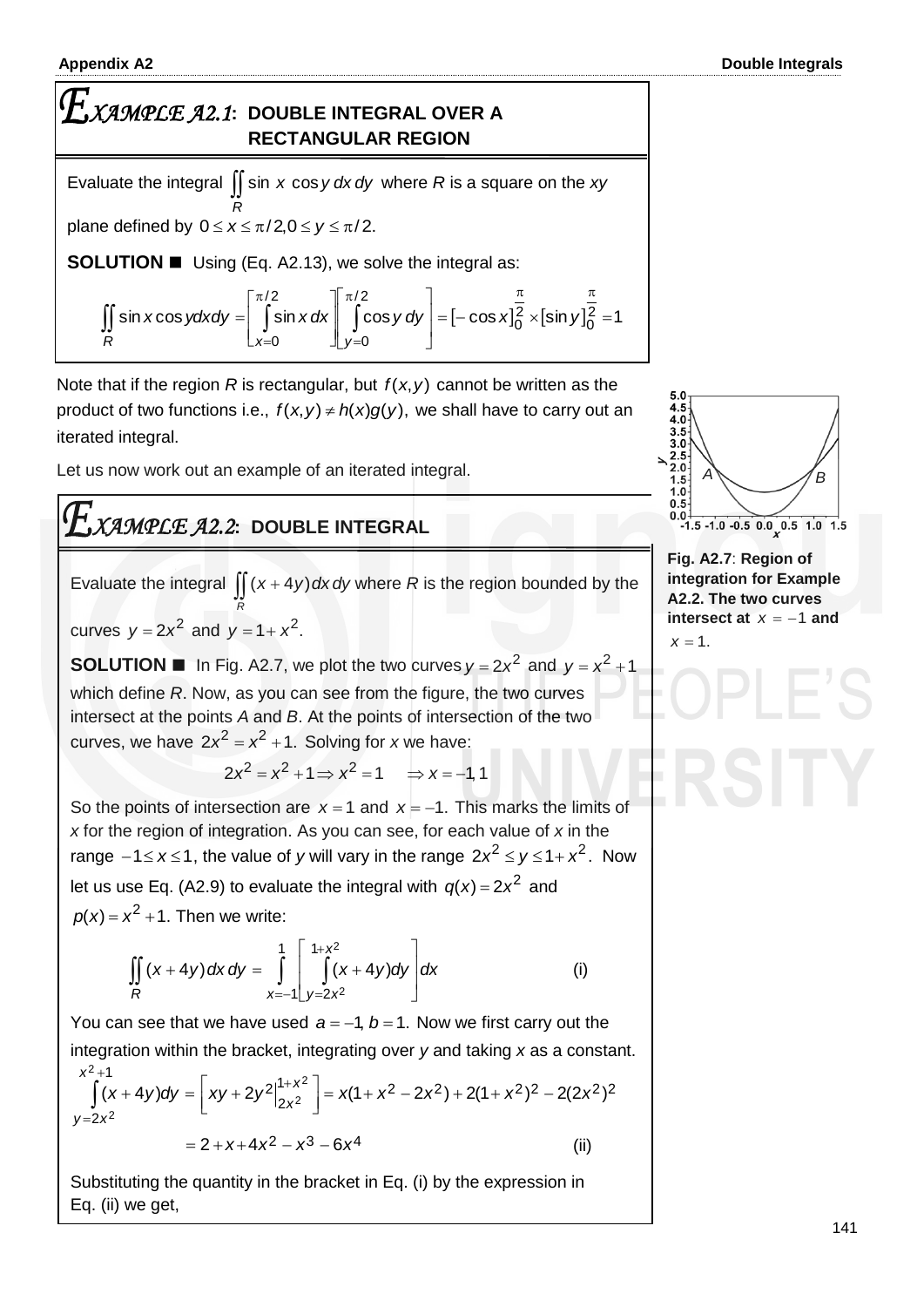## EXAMPLE A2.1: DOUBLE INTEGRAL OVER A RECTANGULAR REGION

Evaluate the integral $\iint_R \sin x \cos y \, dx \, dy$ where $R$ is a square on the $xy$ plane defined by $0 \le x \le \pi/2, 0 \le y \le \pi/2$.

**SOLUTION** ■ Using (Eq. A2.13), we solve the integral as:

$$\iint_R \sin x \cos y dx dy = \left[\int_{x=0}^{\pi/2} \sin x \, dx\right]\left[\int_{y=0}^{\pi/2} \cos y \, dy\right] = [-\cos x]_0^{\frac{\pi}{2}} \times [\sin y]_0^{\frac{\pi}{2}} = 1$$

Note that if the region $R$ is rectangular, but $f(x,y)$ cannot be written as the product of two functions i.e., $f(x,y) \ne h(x)g(y)$, we shall have to carry out an iterated integral.

Let us now work out an example of an iterated integral.

## EXAMPLE A2.2: DOUBLE INTEGRAL

Evaluate the integral $\iint_R (x+4y) dx \, dy$ where $R$ is the region bounded by the curves $y = 2x^2$ and $y = 1 + x^2$.

**SOLUTION** ■ In Fig. A2.7, we plot the two curves $y = 2x^2$ and $y = x^2 + 1$ which define $R$. Now, as you can see from the figure, the two curves intersect at the points $A$ and $B$. At the points of intersection of the two curves, we have $2x^2 = x^2 + 1$. Solving for $x$ we have:

$$2x^2 = x^2 + 1 \Rightarrow x^2 = 1 \quad \Rightarrow x = -1, 1$$

So the points of intersection are $x = 1$ and $x = -1$. This marks the limits of $x$ for the region of integration. As you can see, for each value of $x$ in the range $-1 \le x \le 1$, the value of $y$ will vary in the range $2x^2 \le y \le 1 + x^2$. Now let us use Eq. (A2.9) to evaluate the integral with $q(x) = 2x^2$ and $p(x) = x^2 + 1$. Then we write:

$$\iint_R (x+4y) dx \, dy = \int_{x=-1}^{1} \left[\int_{y=2x^2}^{1+x^2} (x+4y) dy\right] dx \qquad \text{(i)}$$

You can see that we have used $a = -1, b = 1$. Now we first carry out the integration within the bracket, integrating over $y$ and taking $x$ as a constant.

$$\int_{y=2x^2}^{x^2+1} (x+4y) dy = \left[ xy + 2y^2 \Big|_{2x^2}^{1+x^2} \right] = x(1+x^2-2x^2) + 2(1+x^2)^2 - 2(2x^2)^2$$

$$= 2 + x + 4x^2 - x^3 - 6x^4 \qquad \text{(ii)}$$

Substituting the quantity in the bracket in Eq. (i) by the expression in Eq. (ii) we get,

**Fig. A2.7**: **Region of integration for Example A2.2. The two curves intersect at $x = -1$ and $x = 1$.**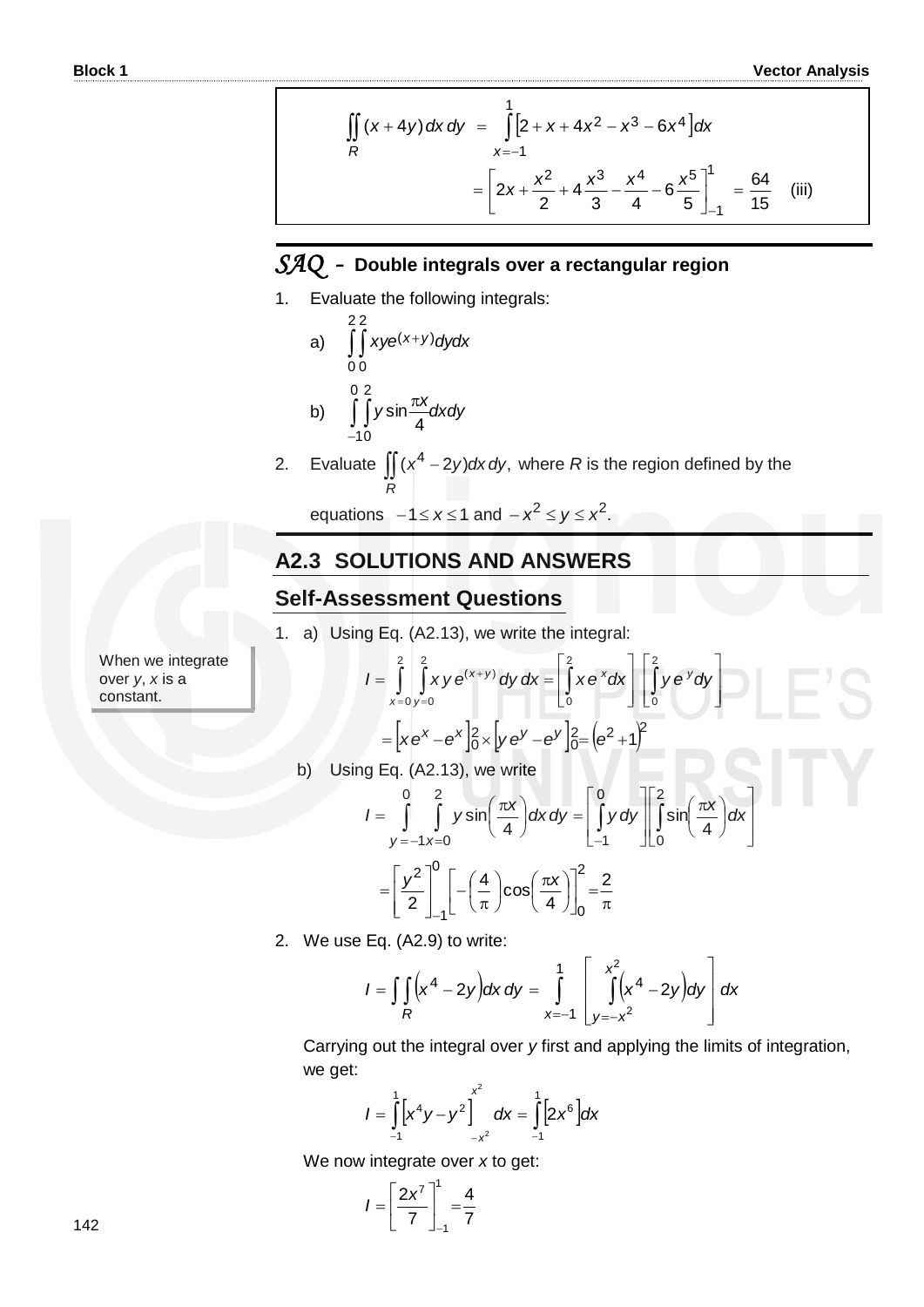$$\iint_R (x+4y)\,dx\,dy = \int_{x=-1}^{1} \left[2 + x + 4x^2 - x^3 - 6x^4\right] dx$$

$$= \left[2x + \frac{x^2}{2} + 4\frac{x^3}{3} - \frac{x^4}{4} - 6\frac{x^5}{5}\right]_{-1}^{1} = \frac{64}{15} \quad \text{(iii)}$$

## *SAQ* – Double integrals over a rectangular region

1. Evaluate the following integrals:

   a) $\displaystyle\int_0^2\int_0^2 xye^{(x+y)}dydx$

   b) $\displaystyle\int_{-1}^{0}\int_0^2 y\sin\frac{\pi x}{4}dxdy$

2. Evaluate $\displaystyle\iint_R (x^4 - 2y)dx\,dy,$ where $R$ is the region defined by the equations $-1 \le x \le 1$ and $-x^2 \le y \le x^2$.

## A2.3 SOLUTIONS AND ANSWERS

### Self-Assessment Questions

1. a) Using Eq. (A2.13), we write the integral:

When we integrate over $y$, $x$ is a constant.

$$I = \int_{x=0}^{2}\int_{y=0}^{2} x\,y\,e^{(x+y)}\,dy\,dx = \left[\int_0^2 x\,e^{x}dx\right]\left[\int_0^2 y\,e^{y}dy\right]$$

$$= \left[xe^x - e^x\right]_0^2 \times \left[ye^y - e^y\right]_0^2 = \left(e^2+1\right)^2$$

   b) Using Eq. (A2.13), we write

$$I = \int_{y=-1}^{0}\int_{x=0}^{2} y\sin\left(\frac{\pi x}{4}\right)dx\,dy = \left[\int_{-1}^{0} y\,dy\right]\left[\int_0^2 \sin\left(\frac{\pi x}{4}\right)dx\right]$$

$$= \left[\frac{y^2}{2}\right]_{-1}^{0}\left[-\left(\frac{4}{\pi}\right)\cos\left(\frac{\pi x}{4}\right)\right]_0^2 = \frac{2}{\pi}$$

2. We use Eq. (A2.9) to write:

$$I = \iint_R \left(x^4 - 2y\right)dx\,dy = \int_{x=-1}^{1}\left[\int_{y=-x^2}^{x^2}\left(x^4 - 2y\right)dy\right]dx$$

   Carrying out the integral over $y$ first and applying the limits of integration, we get:

$$I = \int_{-1}^{1}\left[x^4y - y^2\right]_{-x^2}^{x^2}dx = \int_{-1}^{1}\left[2x^6\right]dx$$

   We now integrate over $x$ to get:

$$I = \left[\frac{2x^7}{7}\right]_{-1}^{1} = \frac{4}{7}$$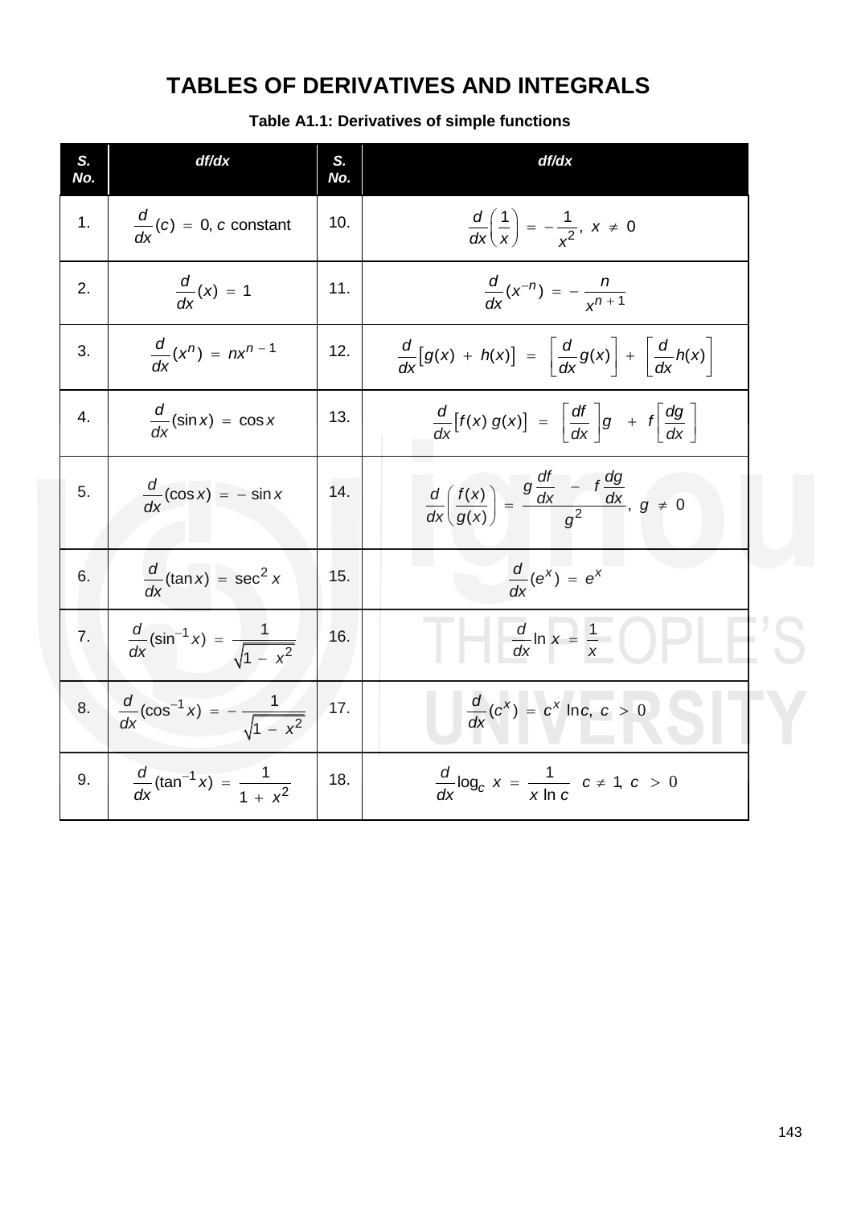# TABLES OF DERIVATIVES AND INTEGRALS

**Table A1.1: Derivatives of simple functions**

| S. No. | df/dx | S. No. | df/dx |
|---|---|---|---|
| 1. | $\frac{d}{dx}(c) = 0$, $c$ constant | 10. | $\frac{d}{dx}\left(\frac{1}{x}\right) = -\frac{1}{x^2},\ x \neq 0$ |
| 2. | $\frac{d}{dx}(x) = 1$ | 11. | $\frac{d}{dx}(x^{-n}) = -\frac{n}{x^{n+1}}$ |
| 3. | $\frac{d}{dx}(x^n) = nx^{n-1}$ | 12. | $\frac{d}{dx}\left[g(x) + h(x)\right] = \left[\frac{d}{dx}g(x)\right] + \left[\frac{d}{dx}h(x)\right]$ |
| 4. | $\frac{d}{dx}(\sin x) = \cos x$ | 13. | $\frac{d}{dx}\left[f(x)\, g(x)\right] = \left[\frac{df}{dx}\right]g + f\left[\frac{dg}{dx}\right]$ |
| 5. | $\frac{d}{dx}(\cos x) = -\sin x$ | 14. | $\frac{d}{dx}\left(\frac{f(x)}{g(x)}\right) = \frac{g\frac{df}{dx} - f\frac{dg}{dx}}{g^2},\ g \neq 0$ |
| 6. | $\frac{d}{dx}(\tan x) = \sec^2 x$ | 15. | $\frac{d}{dx}(e^x) = e^x$ |
| 7. | $\frac{d}{dx}(\sin^{-1} x) = \frac{1}{\sqrt{1 - x^2}}$ | 16. | $\frac{d}{dx}\ln x = \frac{1}{x}$ |
| 8. | $\frac{d}{dx}(\cos^{-1} x) = -\frac{1}{\sqrt{1 - x^2}}$ | 17. | $\frac{d}{dx}(c^x) = c^x \ln c,\ c > 0$ |
| 9. | $\frac{d}{dx}(\tan^{-1} x) = \frac{1}{1 + x^2}$ | 18. | $\frac{d}{dx}\log_c x = \frac{1}{x \ln c}\quad c \neq 1,\ c > 0$ |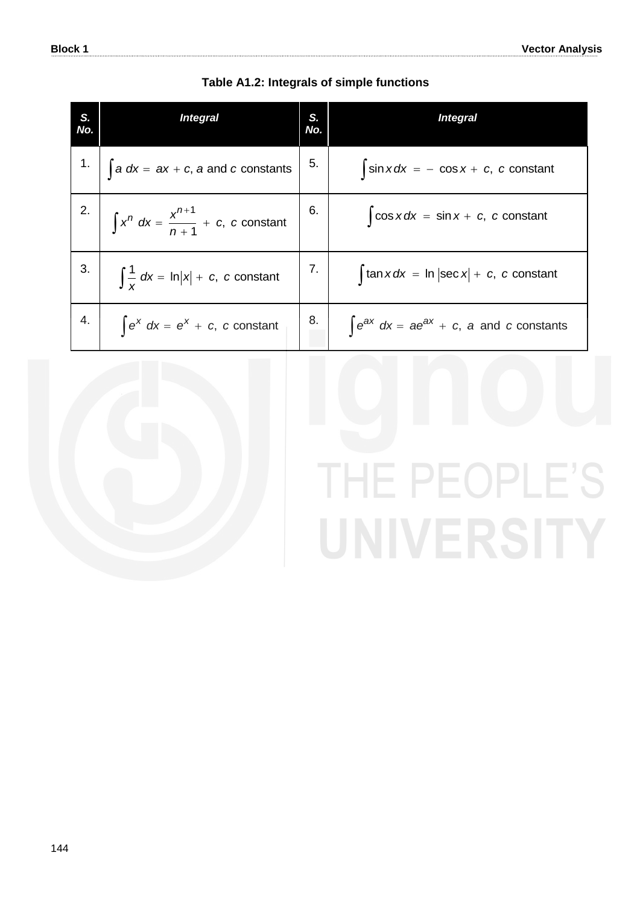**Table A1.2: Integrals of simple functions**

| *S. No.* | *Integral* | *S. No.* | *Integral* |
|---|---|---|---|
| 1. | $\int a\, dx = ax + c$, $a$ and $c$ constants | 5. | $\int \sin x\, dx = -\cos x + c$, $c$ constant |
| 2. | $\int x^n\, dx = \dfrac{x^{n+1}}{n+1} + c$, $c$ constant | 6. | $\int \cos x\, dx = \sin x + c$, $c$ constant |
| 3. | $\int \dfrac{1}{x}\, dx = \ln\lvert x\rvert + c$, $c$ constant | 7. | $\int \tan x\, dx = \ln \lvert \sec x\rvert + c$, $c$ constant |
| 4. | $\int e^x\, dx = e^x + c$, $c$ constant | 8. | $\int e^{ax}\, dx = ae^{ax} + c$, $a$ and $c$ constants |